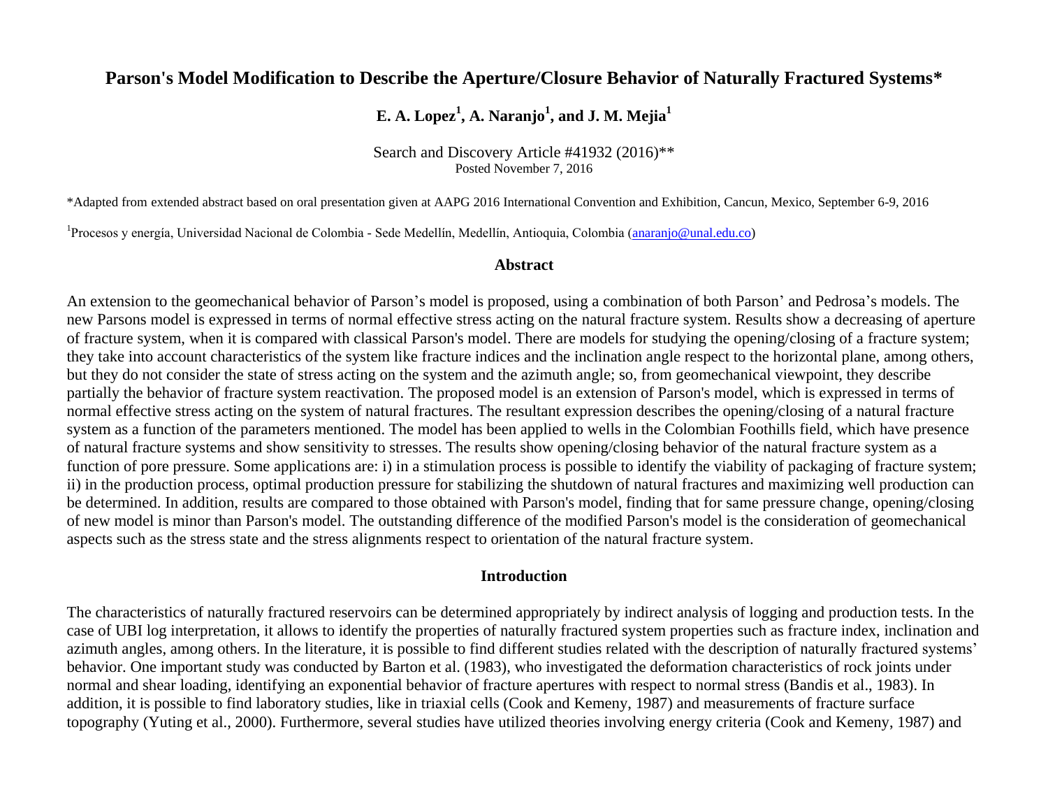# Parson's Model Modification to Describe the Aperture/Closure Behavior of Naturally Fractured Systems*

**E. A. Lopez[1], A. Naranjo[1], and J. M. Mejia[1]**

Search and Discovery Article #41932 (2016)**
Posted November 7, 2016

*Adapted from extended abstract based on oral presentation given at AAPG 2016 International Convention and Exhibition, Cancun, Mexico, September 6-9, 2016

[1]Procesos y energía, Universidad Nacional de Colombia - Sede Medellín, Medellín, Antioquia, Colombia (anaranjo@unal.edu.co)

## Abstract

An extension to the geomechanical behavior of Parson's model is proposed, using a combination of both Parson' and Pedrosa's models. The new Parsons model is expressed in terms of normal effective stress acting on the natural fracture system. Results show a decreasing of aperture of fracture system, when it is compared with classical Parson's model. There are models for studying the opening/closing of a fracture system; they take into account characteristics of the system like fracture indices and the inclination angle respect to the horizontal plane, among others, but they do not consider the state of stress acting on the system and the azimuth angle; so, from geomechanical viewpoint, they describe partially the behavior of fracture system reactivation. The proposed model is an extension of Parson's model, which is expressed in terms of normal effective stress acting on the system of natural fractures. The resultant expression describes the opening/closing of a natural fracture system as a function of the parameters mentioned. The model has been applied to wells in the Colombian Foothills field, which have presence of natural fracture systems and show sensitivity to stresses. The results show opening/closing behavior of the natural fracture system as a function of pore pressure. Some applications are: i) in a stimulation process is possible to identify the viability of packaging of fracture system; ii) in the production process, optimal production pressure for stabilizing the shutdown of natural fractures and maximizing well production can be determined. In addition, results are compared to those obtained with Parson's model, finding that for same pressure change, opening/closing of new model is minor than Parson's model. The outstanding difference of the modified Parson's model is the consideration of geomechanical aspects such as the stress state and the stress alignments respect to orientation of the natural fracture system.

## Introduction

The characteristics of naturally fractured reservoirs can be determined appropriately by indirect analysis of logging and production tests. In the case of UBI log interpretation, it allows to identify the properties of naturally fractured system properties such as fracture index, inclination and azimuth angles, among others. In the literature, it is possible to find different studies related with the description of naturally fractured systems' behavior. One important study was conducted by Barton et al. (1983), who investigated the deformation characteristics of rock joints under normal and shear loading, identifying an exponential behavior of fracture apertures with respect to normal stress (Bandis et al., 1983). In addition, it is possible to find laboratory studies, like in triaxial cells (Cook and Kemeny, 1987) and measurements of fracture surface topography (Yuting et al., 2000). Furthermore, several studies have utilized theories involving energy criteria (Cook and Kemeny, 1987) and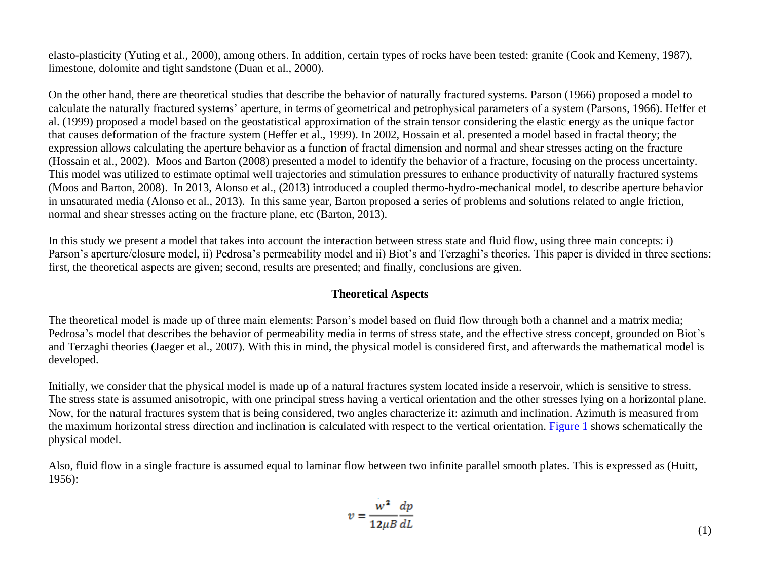elasto-plasticity (Yuting et al., 2000), among others. In addition, certain types of rocks have been tested: granite (Cook and Kemeny, 1987), limestone, dolomite and tight sandstone (Duan et al., 2000).

On the other hand, there are theoretical studies that describe the behavior of naturally fractured systems. Parson (1966) proposed a model to calculate the naturally fractured systems' aperture, in terms of geometrical and petrophysical parameters of a system (Parsons, 1966). Heffer et al. (1999) proposed a model based on the geostatistical approximation of the strain tensor considering the elastic energy as the unique factor that causes deformation of the fracture system (Heffer et al., 1999). In 2002, Hossain et al. presented a model based in fractal theory; the expression allows calculating the aperture behavior as a function of fractal dimension and normal and shear stresses acting on the fracture (Hossain et al., 2002). Moos and Barton (2008) presented a model to identify the behavior of a fracture, focusing on the process uncertainty. This model was utilized to estimate optimal well trajectories and stimulation pressures to enhance productivity of naturally fractured systems (Moos and Barton, 2008). In 2013, Alonso et al., (2013) introduced a coupled thermo-hydro-mechanical model, to describe aperture behavior in unsaturated media (Alonso et al., 2013). In this same year, Barton proposed a series of problems and solutions related to angle friction, normal and shear stresses acting on the fracture plane, etc (Barton, 2013).

In this study we present a model that takes into account the interaction between stress state and fluid flow, using three main concepts: i) Parson's aperture/closure model, ii) Pedrosa's permeability model and ii) Biot's and Terzaghi's theories. This paper is divided in three sections: first, the theoretical aspects are given; second, results are presented; and finally, conclusions are given.

## Theoretical Aspects

The theoretical model is made up of three main elements: Parson's model based on fluid flow through both a channel and a matrix media; Pedrosa's model that describes the behavior of permeability media in terms of stress state, and the effective stress concept, grounded on Biot's and Terzaghi theories (Jaeger et al., 2007). With this in mind, the physical model is considered first, and afterwards the mathematical model is developed.

Initially, we consider that the physical model is made up of a natural fractures system located inside a reservoir, which is sensitive to stress. The stress state is assumed anisotropic, with one principal stress having a vertical orientation and the other stresses lying on a horizontal plane. Now, for the natural fractures system that is being considered, two angles characterize it: azimuth and inclination. Azimuth is measured from the maximum horizontal stress direction and inclination is calculated with respect to the vertical orientation. Figure 1 shows schematically the physical model.

Also, fluid flow in a single fracture is assumed equal to laminar flow between two infinite parallel smooth plates. This is expressed as (Huitt, 1956):

$$v = \frac{w^2}{12\mu B}\frac{dp}{dL} \tag{1}$$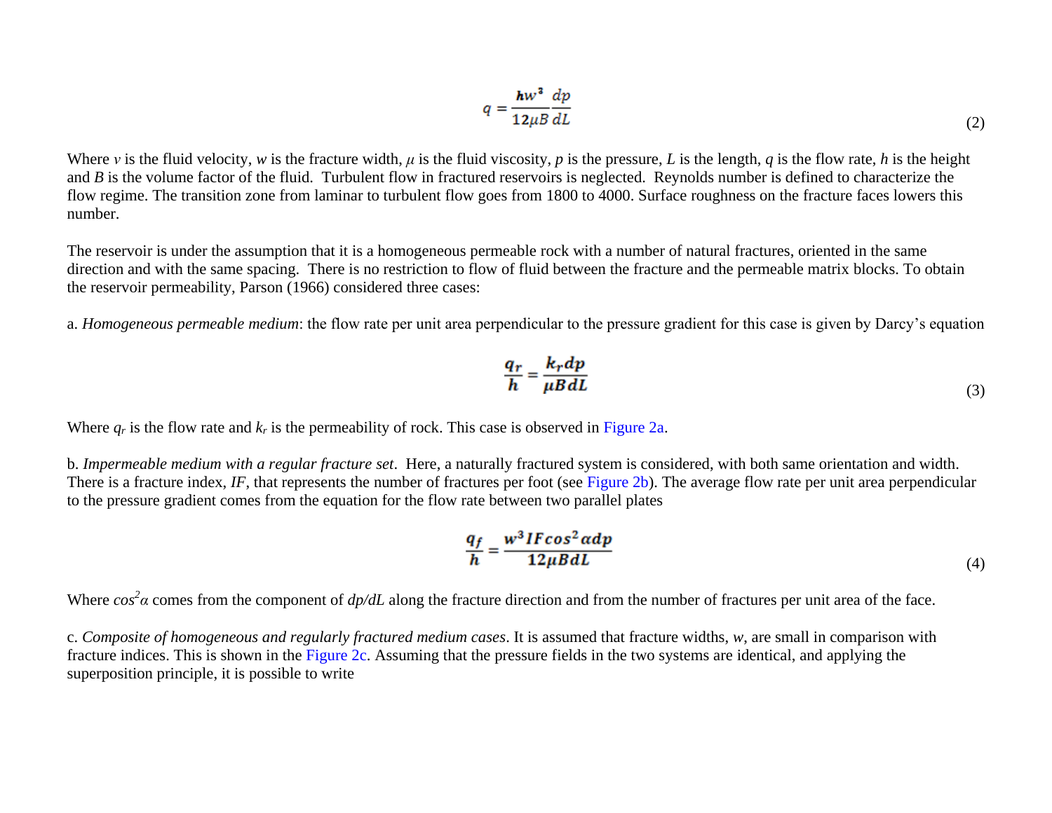$$q = \frac{hw^3}{12\mu B}\frac{dp}{dL} \tag{2}$$

Where $v$ is the fluid velocity, $w$ is the fracture width, $\mu$ is the fluid viscosity, $p$ is the pressure, $L$ is the length, $q$ is the flow rate, $h$ is the height and $B$ is the volume factor of the fluid. Turbulent flow in fractured reservoirs is neglected. Reynolds number is defined to characterize the flow regime. The transition zone from laminar to turbulent flow goes from 1800 to 4000. Surface roughness on the fracture faces lowers this number.

The reservoir is under the assumption that it is a homogeneous permeable rock with a number of natural fractures, oriented in the same direction and with the same spacing. There is no restriction to flow of fluid between the fracture and the permeable matrix blocks. To obtain the reservoir permeability, Parson (1966) considered three cases:

a. *Homogeneous permeable medium*: the flow rate per unit area perpendicular to the pressure gradient for this case is given by Darcy's equation

$$\frac{q_r}{h} = \frac{k_r dp}{\mu B dL} \tag{3}$$

Where $q_r$ is the flow rate and $k_r$ is the permeability of rock. This case is observed in Figure 2a.

b. *Impermeable medium with a regular fracture set*. Here, a naturally fractured system is considered, with both same orientation and width. There is a fracture index, $IF$, that represents the number of fractures per foot (see Figure 2b). The average flow rate per unit area perpendicular to the pressure gradient comes from the equation for the flow rate between two parallel plates

$$\frac{q_f}{h} = \frac{w^3 IF \cos^2\alpha dp}{12\mu B dL} \tag{4}$$

Where $\cos^2\alpha$ comes from the component of $dp/dL$ along the fracture direction and from the number of fractures per unit area of the face.

c. *Composite of homogeneous and regularly fractured medium cases*. It is assumed that fracture widths, $w$, are small in comparison with fracture indices. This is shown in the Figure 2c. Assuming that the pressure fields in the two systems are identical, and applying the superposition principle, it is possible to write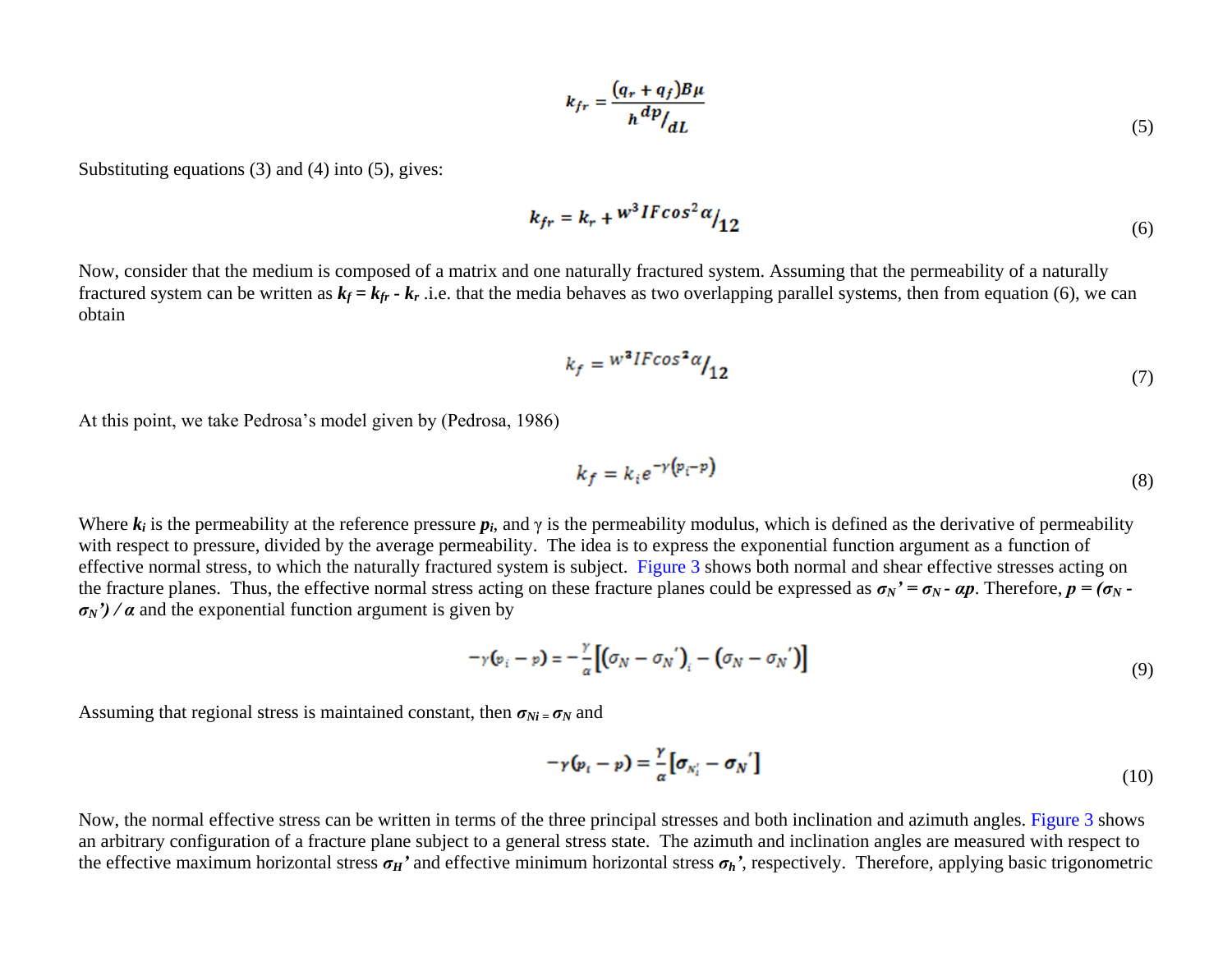$$k_{fr} = \frac{(q_r + q_f)B\mu}{h\,{}^{dp}/_{dL}} \tag{5}$$

Substituting equations (3) and (4) into (5), gives:

$$k_{fr} = k_r + {}^{w^3 IF\cos^2\alpha}/_{12} \tag{6}$$

Now, consider that the medium is composed of a matrix and one naturally fractured system. Assuming that the permeability of a naturally fractured system can be written as $k_f = k_{fr} - k_r$ .i.e. that the media behaves as two overlapping parallel systems, then from equation (6), we can obtain

$$k_f = {}^{w^3 IF\cos^2\alpha}/_{12} \tag{7}$$

At this point, we take Pedrosa's model given by (Pedrosa, 1986)

$$k_f = k_i e^{-\gamma(p_i - p)} \tag{8}$$

Where $k_i$ is the permeability at the reference pressure $p_i$, and $\gamma$ is the permeability modulus, which is defined as the derivative of permeability with respect to pressure, divided by the average permeability. The idea is to express the exponential function argument as a function of effective normal stress, to which the naturally fractured system is subject. Figure 3 shows both normal and shear effective stresses acting on the fracture planes. Thus, the effective normal stress acting on these fracture planes could be expressed as $\sigma_N' = \sigma_N - \alpha p$. Therefore, $p = (\sigma_N - \sigma_N') / \alpha$ and the exponential function argument is given by

$$-\gamma(p_i - p) = -\frac{\gamma}{\alpha}\left[\left(\sigma_N - \sigma_N'\right)_i - \left(\sigma_N - \sigma_N'\right)\right] \tag{9}$$

Assuming that regional stress is maintained constant, then $\sigma_{Ni} = \sigma_N$ and

$$-\gamma(p_i - p) = \frac{\gamma}{\alpha}\left[\sigma_{N_i'} - \sigma_N'\right] \tag{10}$$

Now, the normal effective stress can be written in terms of the three principal stresses and both inclination and azimuth angles. Figure 3 shows an arbitrary configuration of a fracture plane subject to a general stress state. The azimuth and inclination angles are measured with respect to the effective maximum horizontal stress $\sigma_H'$ and effective minimum horizontal stress $\sigma_h'$, respectively. Therefore, applying basic trigonometric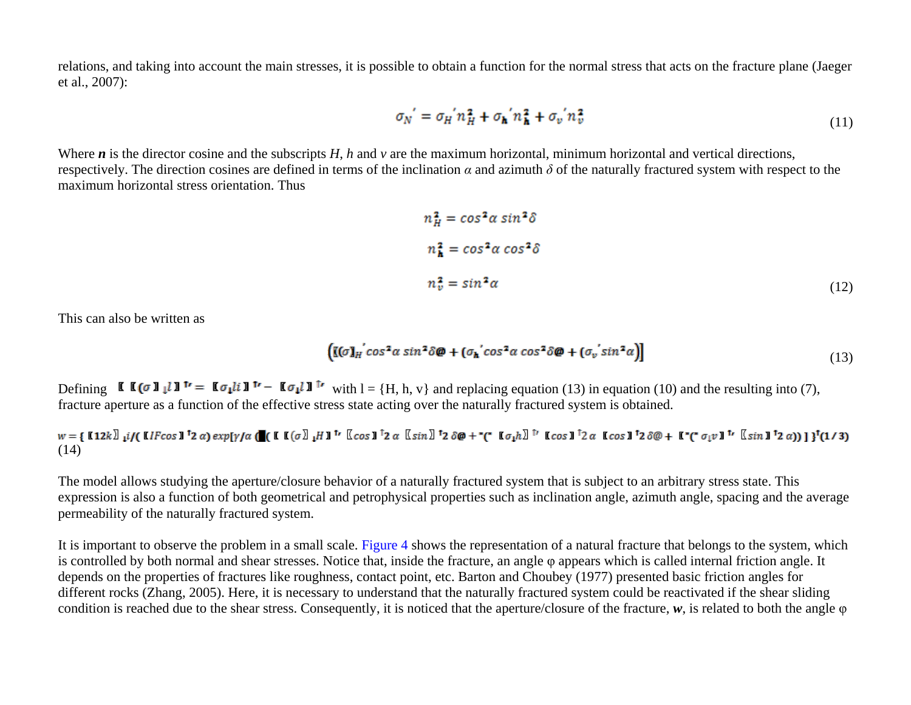relations, and taking into account the main stresses, it is possible to obtain a function for the normal stress that acts on the fracture plane (Jaeger et al., 2007):

$$\sigma_N{}' = \sigma_H{}' n_H^2 + \sigma_h{}' n_h^2 + \sigma_v{}' n_v^2 \tag{11}$$

Where ***n*** is the director cosine and the subscripts *H*, *h* and *v* are the maximum horizontal, minimum horizontal and vertical directions, respectively. The direction cosines are defined in terms of the inclination $\alpha$ and azimuth $\delta$ of the naturally fractured system with respect to the maximum horizontal stress orientation. Thus

$$n_H^2 = cos^2\alpha \; sin^2\delta$$

$$n_h^2 = cos^2\alpha \; cos^2\delta$$

$$n_v^2 = sin^2\alpha \tag{12}$$

This can also be written as

$$\left( [(\sigma]_H{}' cos^2\alpha \; sin^2\delta@ + (\sigma_h{}' cos^2\alpha \; cos^2\delta@ + (\sigma_v{}' sin^2\alpha) \right] \tag{13}$$

Defining $[[(\sigma]_l l]^{\prime} = [\sigma_l li]^{\prime} - [\sigma_l l]^{\prime}$ with l = {H, h, v} and replacing equation (13) in equation (10) and the resulting into (7), fracture aperture as a function of the effective stress state acting over the naturally fractured system is obtained.

$$w = \{ [12k]_i i / ( [IFcos]^2 \alpha) \, exp[\gamma/\alpha ( [( [(\sigma]_l H]^{\prime} [cos]^2 \alpha \; [sin]^2 \delta@ + "(" [\sigma_l h]^{\prime} [cos]^2 \alpha \; [cos]^2 \delta@ + ["(" \sigma_l v]^{\prime} [sin]^2 \alpha)) ] \}^{(1/3)}$$
(14)

The model allows studying the aperture/closure behavior of a naturally fractured system that is subject to an arbitrary stress state. This expression is also a function of both geometrical and petrophysical properties such as inclination angle, azimuth angle, spacing and the average permeability of the naturally fractured system.

It is important to observe the problem in a small scale. Figure 4 shows the representation of a natural fracture that belongs to the system, which is controlled by both normal and shear stresses. Notice that, inside the fracture, an angle $\varphi$ appears which is called internal friction angle. It depends on the properties of fractures like roughness, contact point, etc. Barton and Choubey (1977) presented basic friction angles for different rocks (Zhang, 2005). Here, it is necessary to understand that the naturally fractured system could be reactivated if the shear sliding condition is reached due to the shear stress. Consequently, it is noticed that the aperture/closure of the fracture, ***w***, is related to both the angle $\varphi$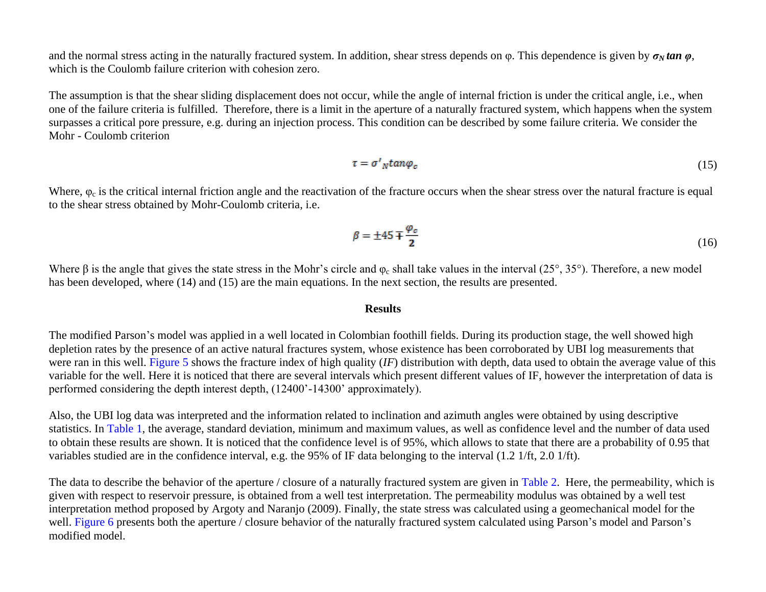and the normal stress acting in the naturally fractured system. In addition, shear stress depends on φ. This dependence is given by $\sigma_N \tan \varphi$, which is the Coulomb failure criterion with cohesion zero.

The assumption is that the shear sliding displacement does not occur, while the angle of internal friction is under the critical angle, i.e., when one of the failure criteria is fulfilled. Therefore, there is a limit in the aperture of a naturally fractured system, which happens when the system surpasses a critical pore pressure, e.g. during an injection process. This condition can be described by some failure criteria. We consider the Mohr - Coulomb criterion

$$\tau = \sigma'_N \tan\varphi_c \tag{15}$$

Where, $\varphi_c$ is the critical internal friction angle and the reactivation of the fracture occurs when the shear stress over the natural fracture is equal to the shear stress obtained by Mohr-Coulomb criteria, i.e.

$$\beta = \pm 45 \mp \frac{\varphi_c}{2} \tag{16}$$

Where β is the angle that gives the state stress in the Mohr's circle and $\varphi_c$ shall take values in the interval (25°, 35°). Therefore, a new model has been developed, where (14) and (15) are the main equations. In the next section, the results are presented.

## Results

The modified Parson's model was applied in a well located in Colombian foothill fields. During its production stage, the well showed high depletion rates by the presence of an active natural fractures system, whose existence has been corroborated by UBI log measurements that were ran in this well. Figure 5 shows the fracture index of high quality (*IF*) distribution with depth, data used to obtain the average value of this variable for the well. Here it is noticed that there are several intervals which present different values of IF, however the interpretation of data is performed considering the depth interest depth, (12400'-14300' approximately).

Also, the UBI log data was interpreted and the information related to inclination and azimuth angles were obtained by using descriptive statistics. In Table 1, the average, standard deviation, minimum and maximum values, as well as confidence level and the number of data used to obtain these results are shown. It is noticed that the confidence level is of 95%, which allows to state that there are a probability of 0.95 that variables studied are in the confidence interval, e.g. the 95% of IF data belonging to the interval (1.2 1/ft, 2.0 1/ft).

The data to describe the behavior of the aperture / closure of a naturally fractured system are given in Table 2. Here, the permeability, which is given with respect to reservoir pressure, is obtained from a well test interpretation. The permeability modulus was obtained by a well test interpretation method proposed by Argoty and Naranjo (2009). Finally, the state stress was calculated using a geomechanical model for the well. Figure 6 presents both the aperture / closure behavior of the naturally fractured system calculated using Parson's model and Parson's modified model.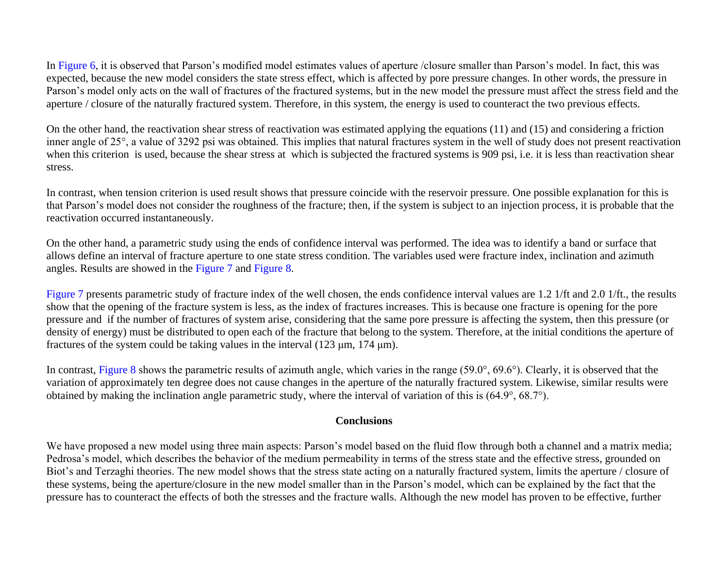In Figure 6, it is observed that Parson's modified model estimates values of aperture /closure smaller than Parson's model. In fact, this was expected, because the new model considers the state stress effect, which is affected by pore pressure changes. In other words, the pressure in Parson's model only acts on the wall of fractures of the fractured systems, but in the new model the pressure must affect the stress field and the aperture / closure of the naturally fractured system. Therefore, in this system, the energy is used to counteract the two previous effects.

On the other hand, the reactivation shear stress of reactivation was estimated applying the equations (11) and (15) and considering a friction inner angle of 25°, a value of 3292 psi was obtained. This implies that natural fractures system in the well of study does not present reactivation when this criterion is used, because the shear stress at which is subjected the fractured systems is 909 psi, i.e. it is less than reactivation shear stress.

In contrast, when tension criterion is used result shows that pressure coincide with the reservoir pressure. One possible explanation for this is that Parson's model does not consider the roughness of the fracture; then, if the system is subject to an injection process, it is probable that the reactivation occurred instantaneously.

On the other hand, a parametric study using the ends of confidence interval was performed. The idea was to identify a band or surface that allows define an interval of fracture aperture to one state stress condition. The variables used were fracture index, inclination and azimuth angles. Results are showed in the Figure 7 and Figure 8.

Figure 7 presents parametric study of fracture index of the well chosen, the ends confidence interval values are 1.2 1/ft and 2.0 1/ft., the results show that the opening of the fracture system is less, as the index of fractures increases. This is because one fracture is opening for the pore pressure and if the number of fractures of system arise, considering that the same pore pressure is affecting the system, then this pressure (or density of energy) must be distributed to open each of the fracture that belong to the system. Therefore, at the initial conditions the aperture of fractures of the system could be taking values in the interval (123 μm, 174 μm).

In contrast, Figure 8 shows the parametric results of azimuth angle, which varies in the range (59.0°, 69.6°). Clearly, it is observed that the variation of approximately ten degree does not cause changes in the aperture of the naturally fractured system. Likewise, similar results were obtained by making the inclination angle parametric study, where the interval of variation of this is (64.9°, 68.7°).

## Conclusions

We have proposed a new model using three main aspects: Parson's model based on the fluid flow through both a channel and a matrix media; Pedrosa's model, which describes the behavior of the medium permeability in terms of the stress state and the effective stress, grounded on Biot's and Terzaghi theories. The new model shows that the stress state acting on a naturally fractured system, limits the aperture / closure of these systems, being the aperture/closure in the new model smaller than in the Parson's model, which can be explained by the fact that the pressure has to counteract the effects of both the stresses and the fracture walls. Although the new model has proven to be effective, further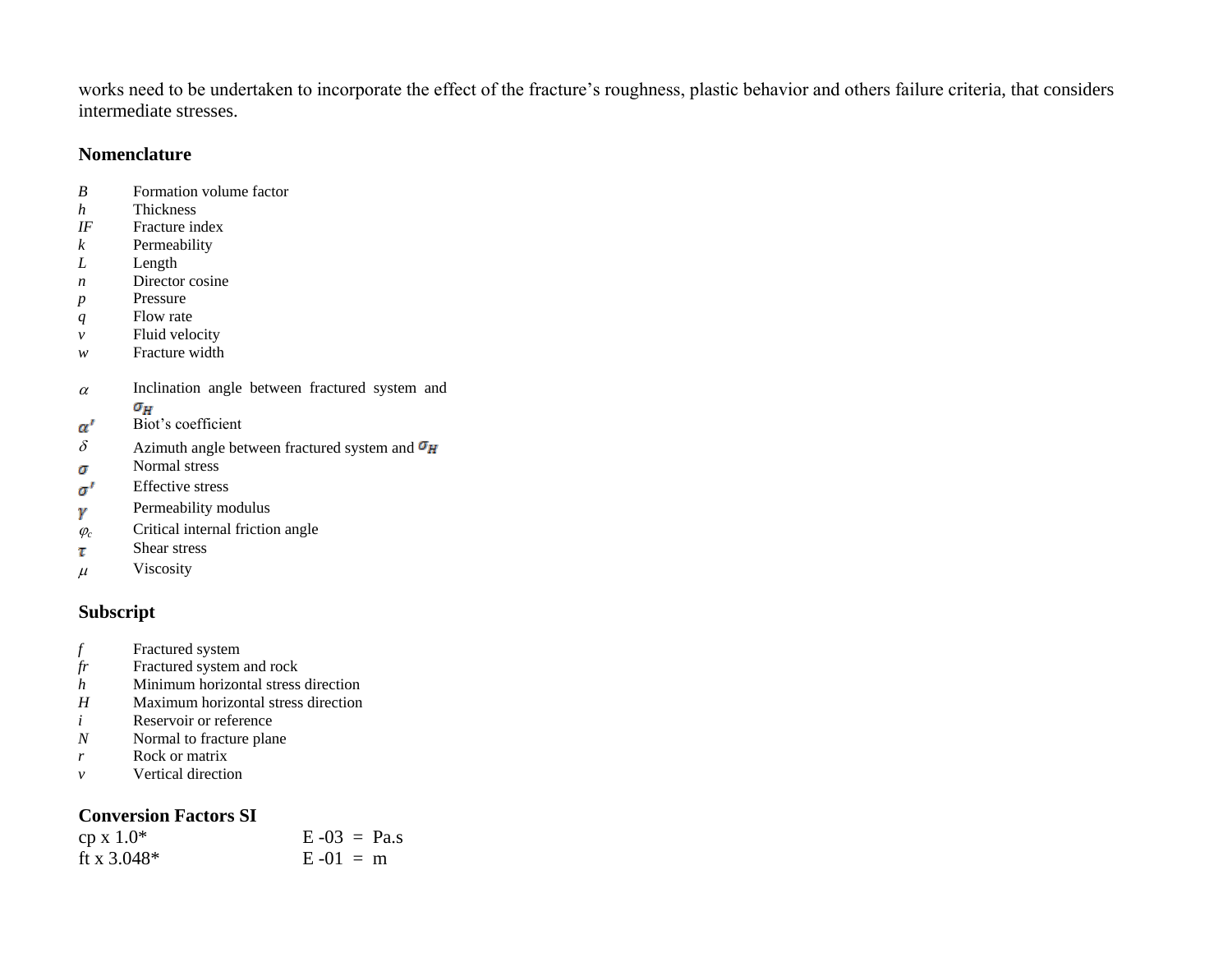works need to be undertaken to incorporate the effect of the fracture's roughness, plastic behavior and others failure criteria, that considers intermediate stresses.

## Nomenclature

| | |
|---|---|
| $B$ | Formation volume factor |
| $h$ | Thickness |
| $IF$ | Fracture index |
| $k$ | Permeability |
| $L$ | Length |
| $n$ | Director cosine |
| $p$ | Pressure |
| $q$ | Flow rate |
| $v$ | Fluid velocity |
| $w$ | Fracture width |
| $\alpha$ | Inclination angle between fractured system and $\sigma_H$ |
| $\alpha'$ | Biot's coefficient |
| $\delta$ | Azimuth angle between fractured system and $\sigma_H$ |
| $\sigma$ | Normal stress |
| $\sigma'$ | Effective stress |
| $\gamma$ | Permeability modulus |
| $\varphi_c$ | Critical internal friction angle |
| $\tau$ | Shear stress |
| $\mu$ | Viscosity |

## Subscript

| | |
|---|---|
| $f$ | Fractured system |
| $fr$ | Fractured system and rock |
| $h$ | Minimum horizontal stress direction |
| $H$ | Maximum horizontal stress direction |
| $i$ | Reservoir or reference |
| $N$ | Normal to fracture plane |
| $r$ | Rock or matrix |
| $v$ | Vertical direction |

## Conversion Factors SI

| | |
|---|---|
| cp x 1.0* | E -03 = Pa.s |
| ft x 3.048* | E -01 = m |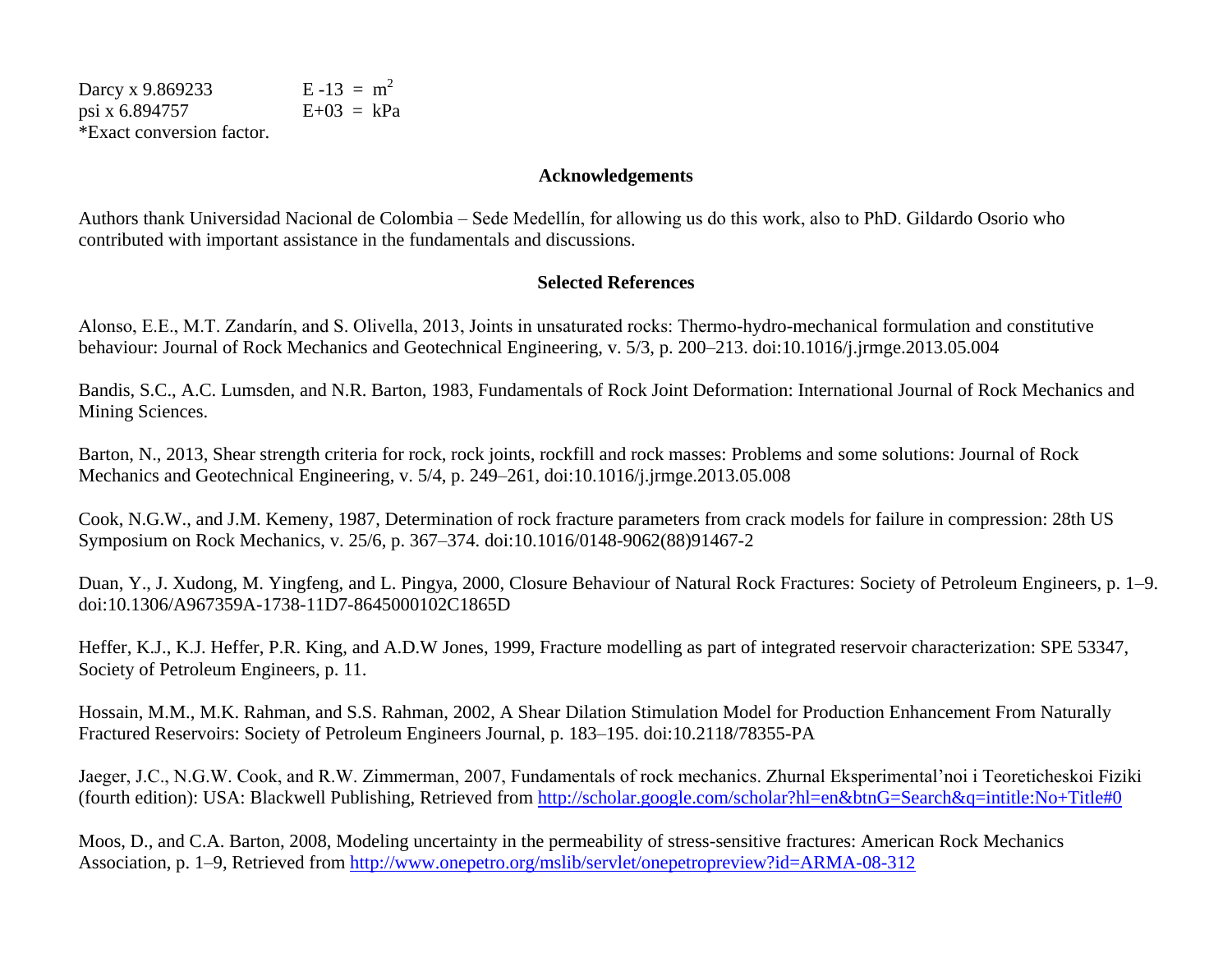| | |
|---|---|
| Darcy x 9.869233 | E -13 = $m^2$ |
| psi x 6.894757 | E+03 = kPa |

*Exact conversion factor.

## Acknowledgements

Authors thank Universidad Nacional de Colombia – Sede Medellín, for allowing us do this work, also to PhD. Gildardo Osorio who contributed with important assistance in the fundamentals and discussions.

## Selected References

Alonso, E.E., M.T. Zandarín, and S. Olivella, 2013, Joints in unsaturated rocks: Thermo-hydro-mechanical formulation and constitutive behaviour: Journal of Rock Mechanics and Geotechnical Engineering, v. 5/3, p. 200–213. doi:10.1016/j.jrmge.2013.05.004

Bandis, S.C., A.C. Lumsden, and N.R. Barton, 1983, Fundamentals of Rock Joint Deformation: International Journal of Rock Mechanics and Mining Sciences.

Barton, N., 2013, Shear strength criteria for rock, rock joints, rockfill and rock masses: Problems and some solutions: Journal of Rock Mechanics and Geotechnical Engineering, v. 5/4, p. 249–261, doi:10.1016/j.jrmge.2013.05.008

Cook, N.G.W., and J.M. Kemeny, 1987, Determination of rock fracture parameters from crack models for failure in compression: 28th US Symposium on Rock Mechanics, v. 25/6, p. 367–374. doi:10.1016/0148-9062(88)91467-2

Duan, Y., J. Xudong, M. Yingfeng, and L. Pingya, 2000, Closure Behaviour of Natural Rock Fractures: Society of Petroleum Engineers, p. 1–9. doi:10.1306/A967359A-1738-11D7-8645000102C1865D

Heffer, K.J., K.J. Heffer, P.R. King, and A.D.W Jones, 1999, Fracture modelling as part of integrated reservoir characterization: SPE 53347, Society of Petroleum Engineers, p. 11.

Hossain, M.M., M.K. Rahman, and S.S. Rahman, 2002, A Shear Dilation Stimulation Model for Production Enhancement From Naturally Fractured Reservoirs: Society of Petroleum Engineers Journal, p. 183–195. doi:10.2118/78355-PA

Jaeger, J.C., N.G.W. Cook, and R.W. Zimmerman, 2007, Fundamentals of rock mechanics. Zhurnal Eksperimental'noi i Teoreticheskoi Fiziki (fourth edition): USA: Blackwell Publishing, Retrieved from http://scholar.google.com/scholar?hl=en&btnG=Search&q=intitle:No+Title#0

Moos, D., and C.A. Barton, 2008, Modeling uncertainty in the permeability of stress-sensitive fractures: American Rock Mechanics Association, p. 1–9, Retrieved from http://www.onepetro.org/mslib/servlet/onepetropreview?id=ARMA-08-312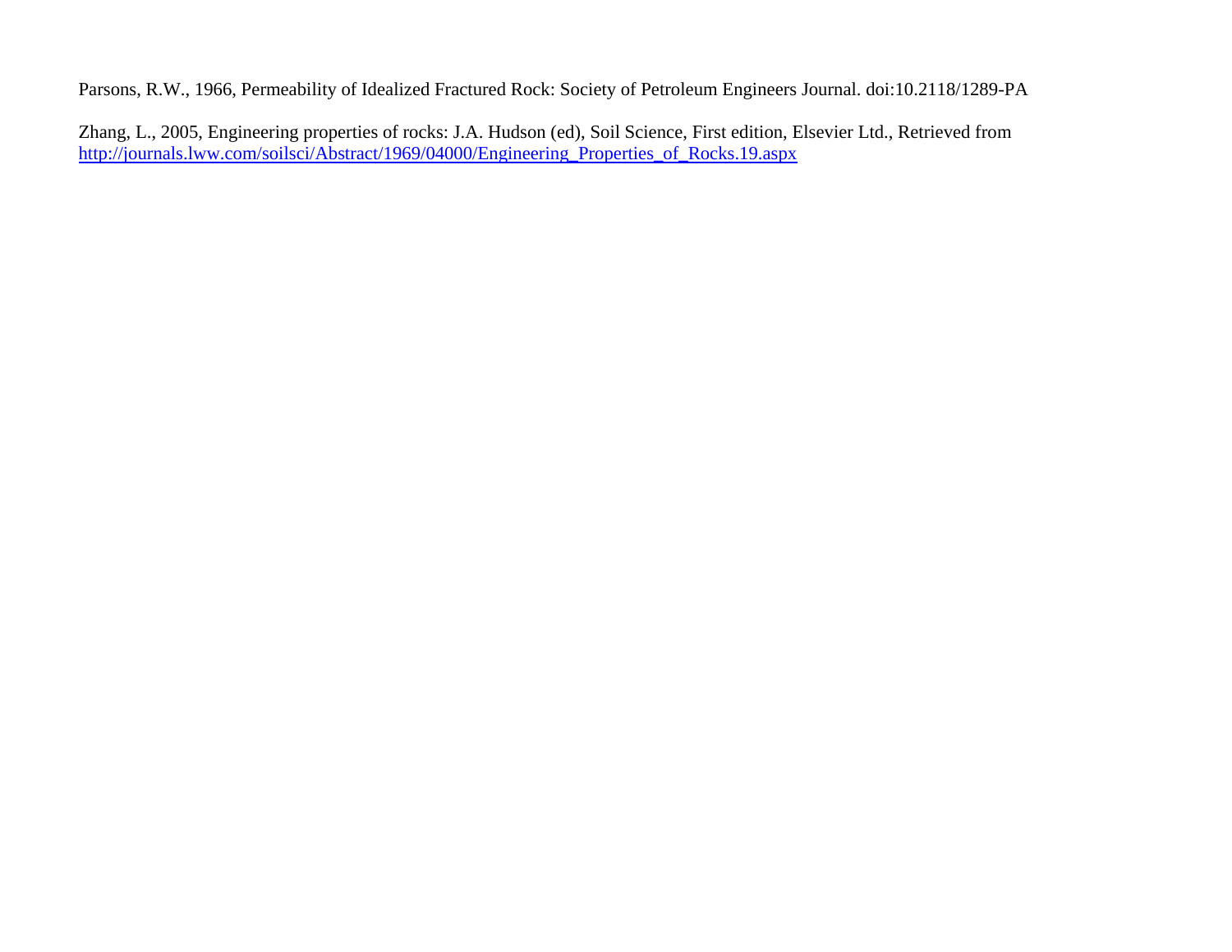Parsons, R.W., 1966, Permeability of Idealized Fractured Rock: Society of Petroleum Engineers Journal. doi:10.2118/1289-PA

Zhang, L., 2005, Engineering properties of rocks: J.A. Hudson (ed), Soil Science, First edition, Elsevier Ltd., Retrieved from http://journals.lww.com/soilsci/Abstract/1969/04000/Engineering_Properties_of_Rocks.19.aspx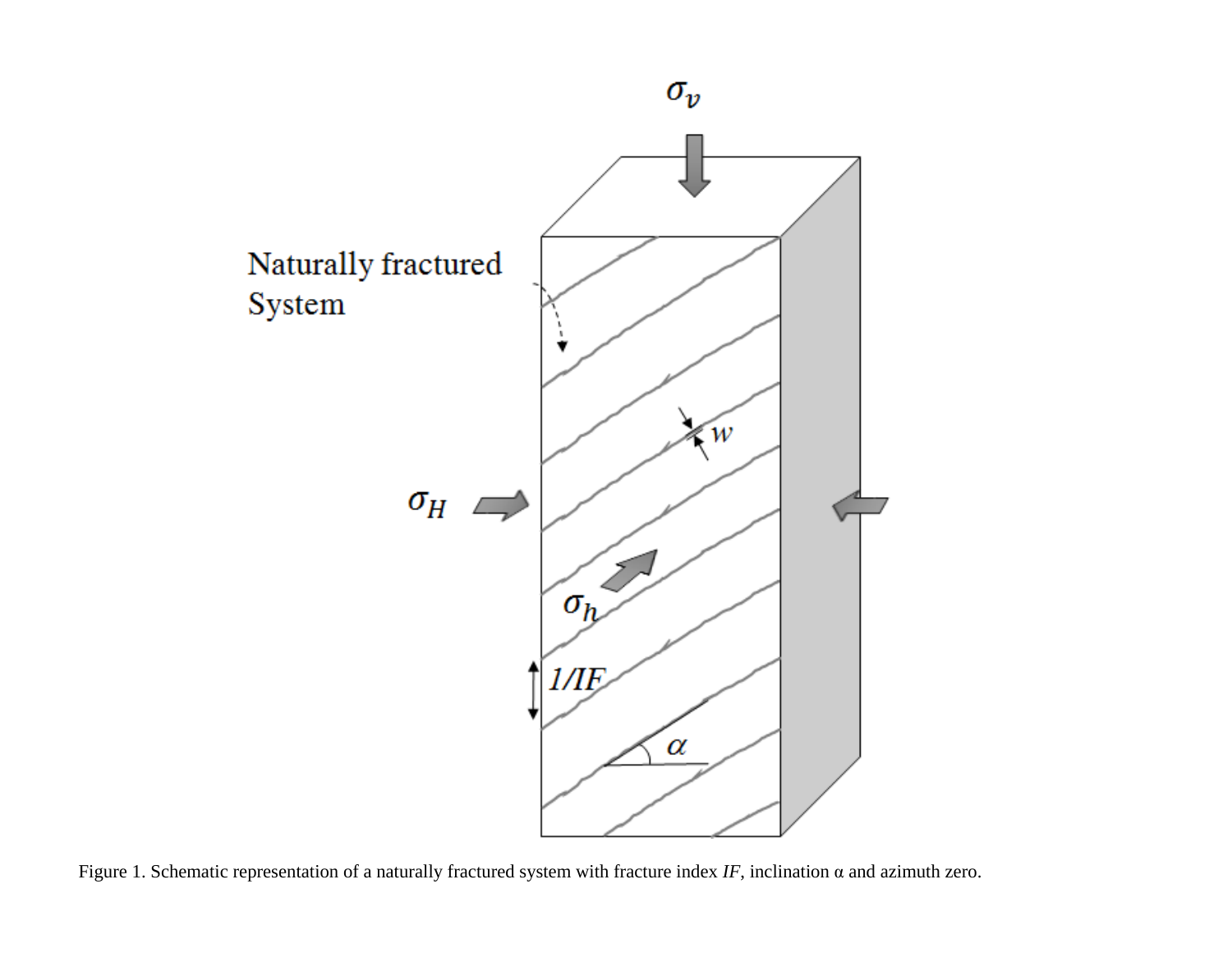Figure 1. Schematic representation of a naturally fractured system with fracture index *IF*, inclination α and azimuth zero.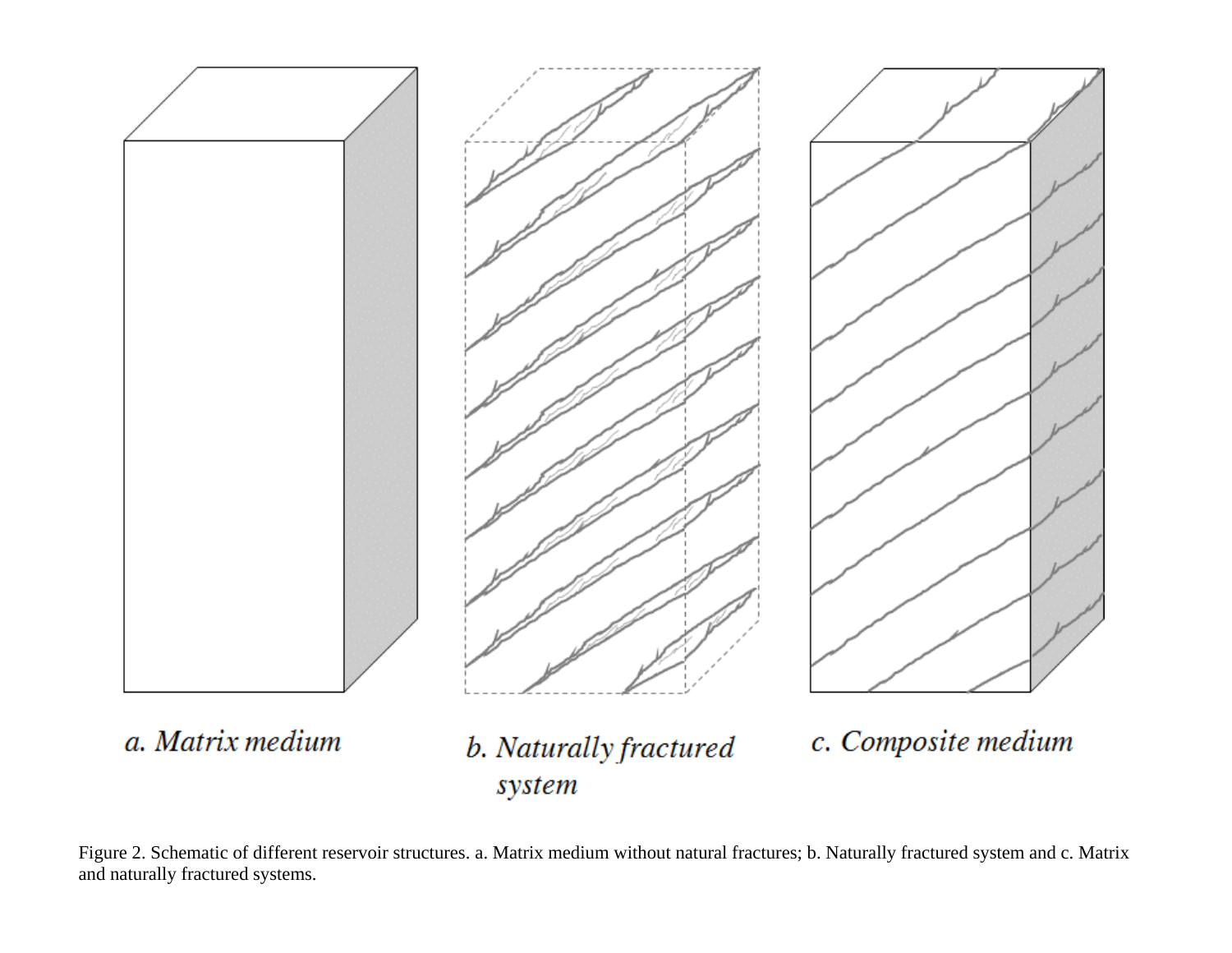a. Matrix medium

b. Naturally fractured system

c. Composite medium

Figure 2. Schematic of different reservoir structures. a. Matrix medium without natural fractures; b. Naturally fractured system and c. Matrix and naturally fractured systems.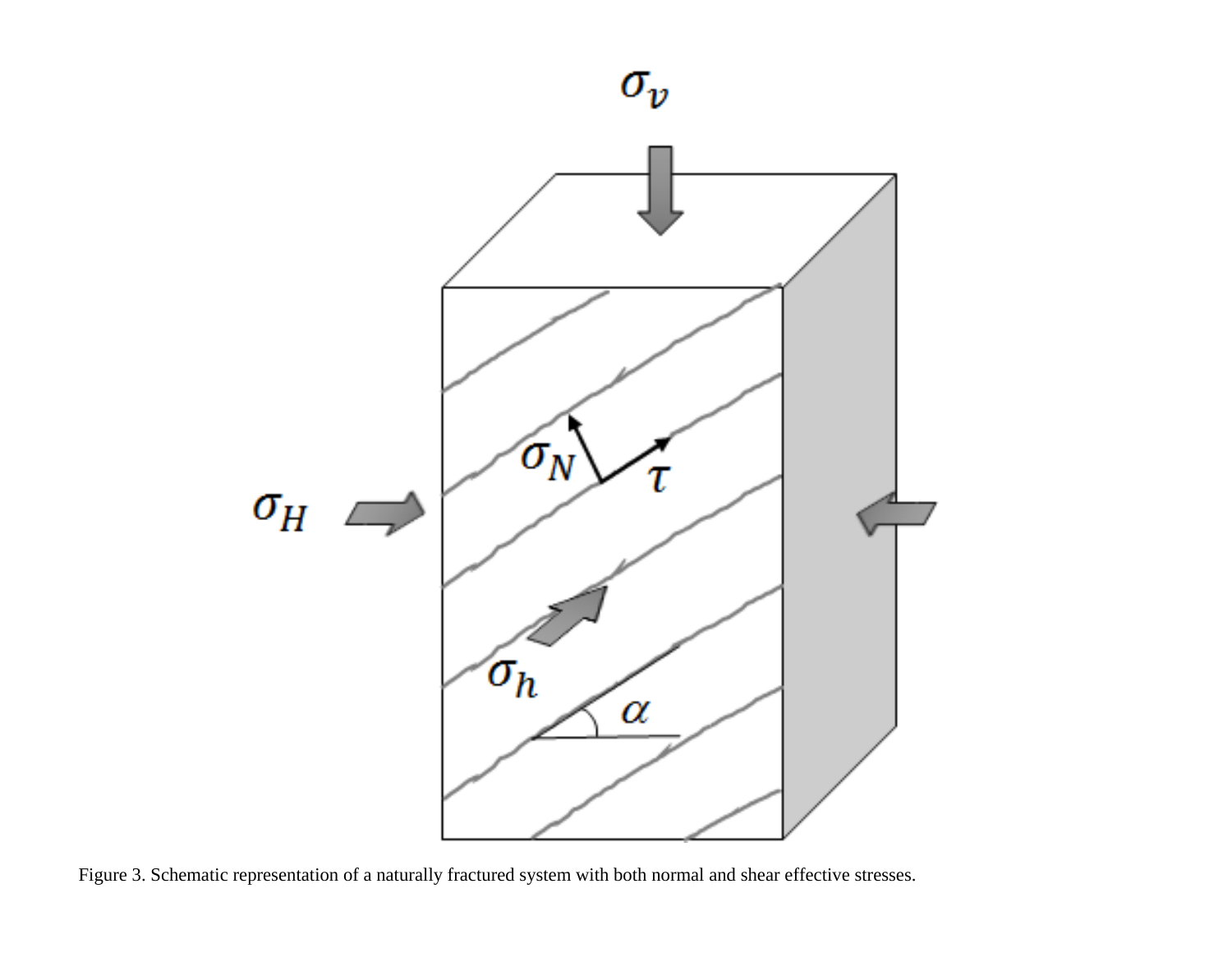Figure 3. Schematic representation of a naturally fractured system with both normal and shear effective stresses.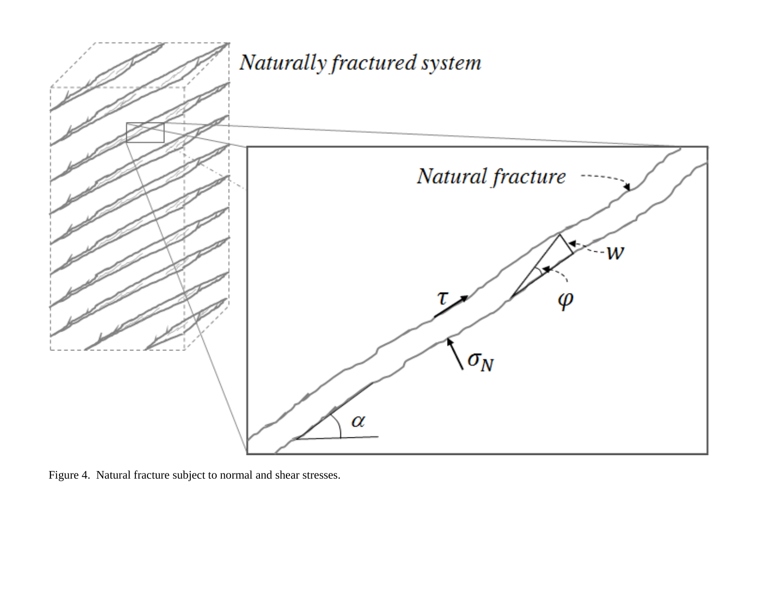Figure 4. Natural fracture subject to normal and shear stresses.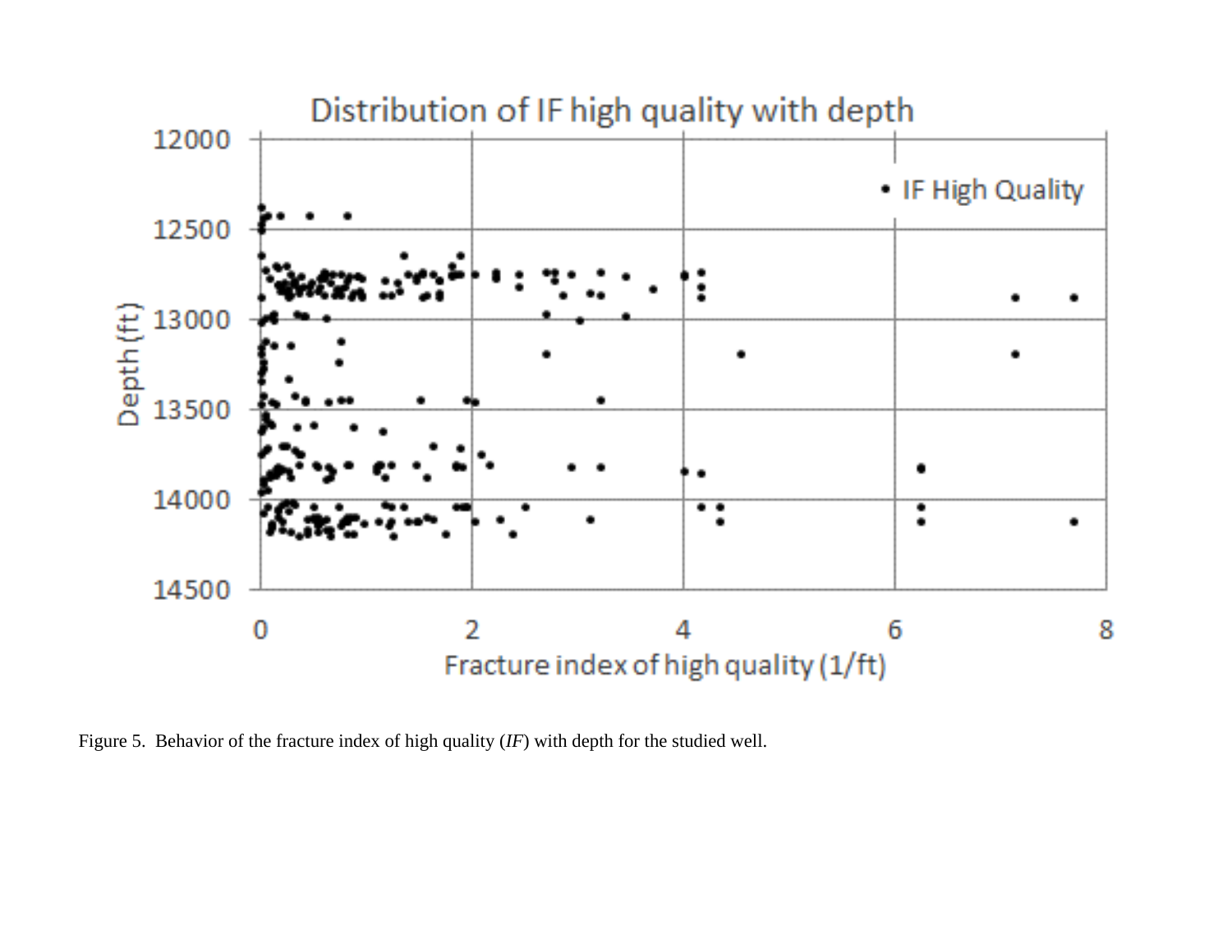Figure 5. Behavior of the fracture index of high quality (*IF*) with depth for the studied well.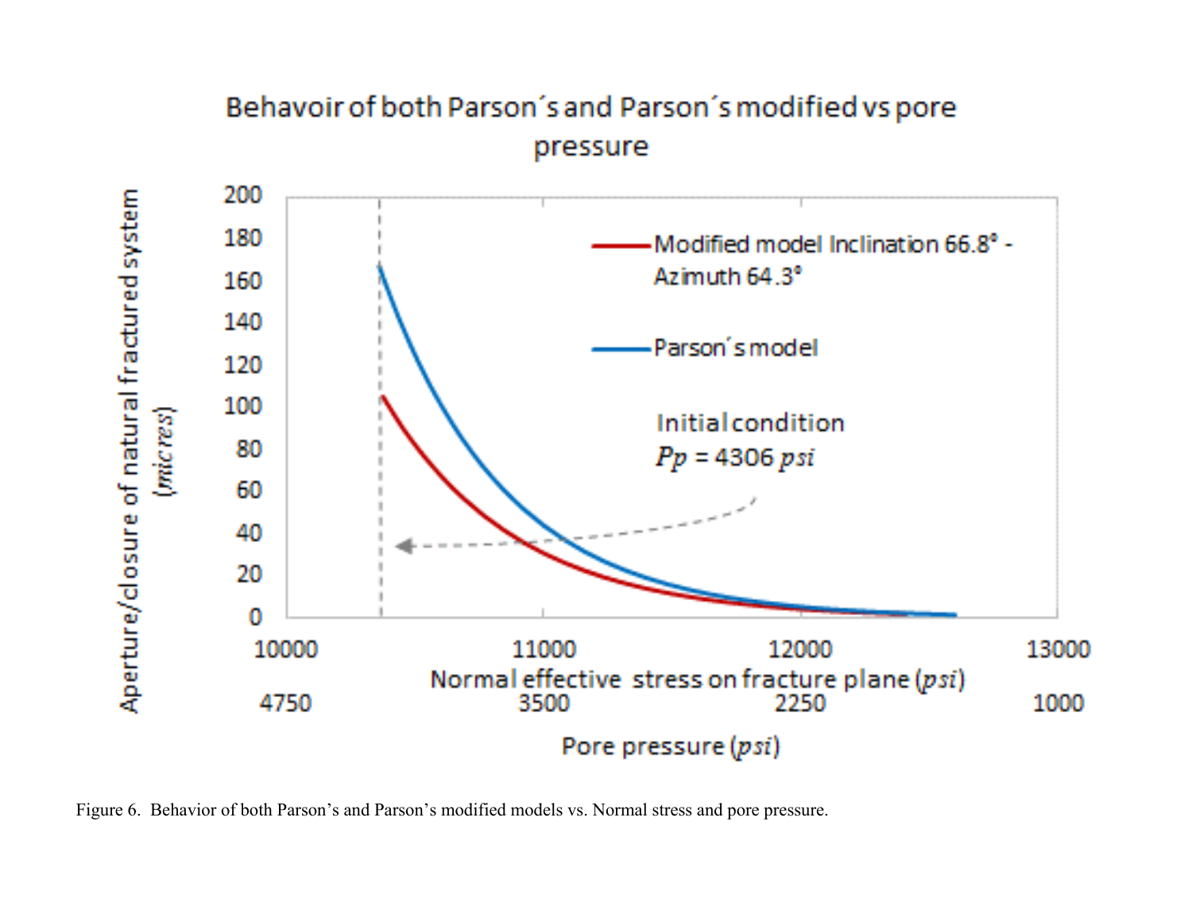Figure 6. Behavior of both Parson's and Parson's modified models vs. Normal stress and pore pressure.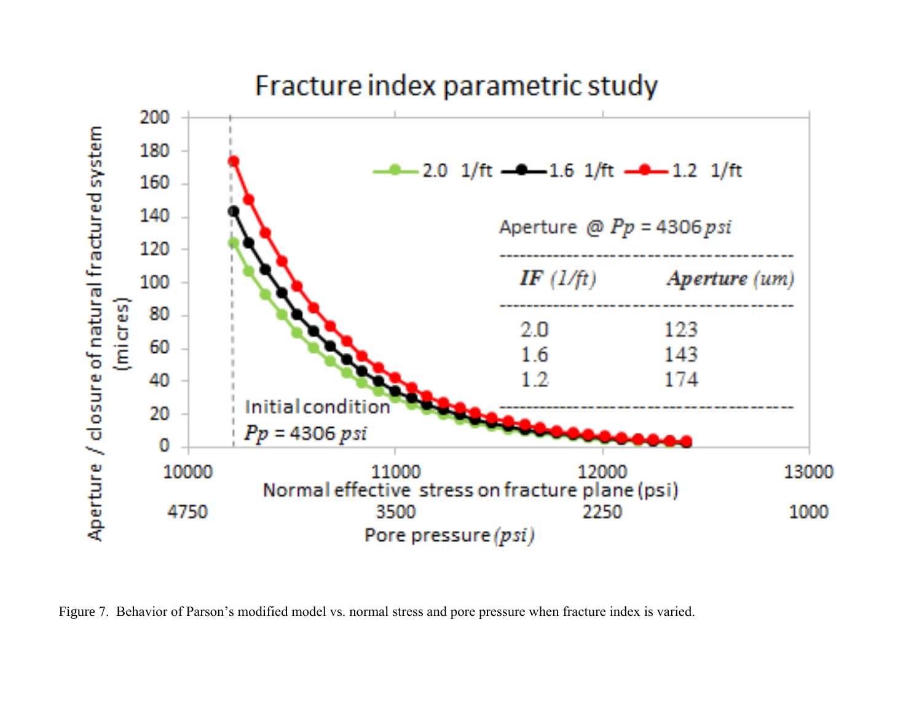Figure 7. Behavior of Parson's modified model vs. normal stress and pore pressure when fracture index is varied.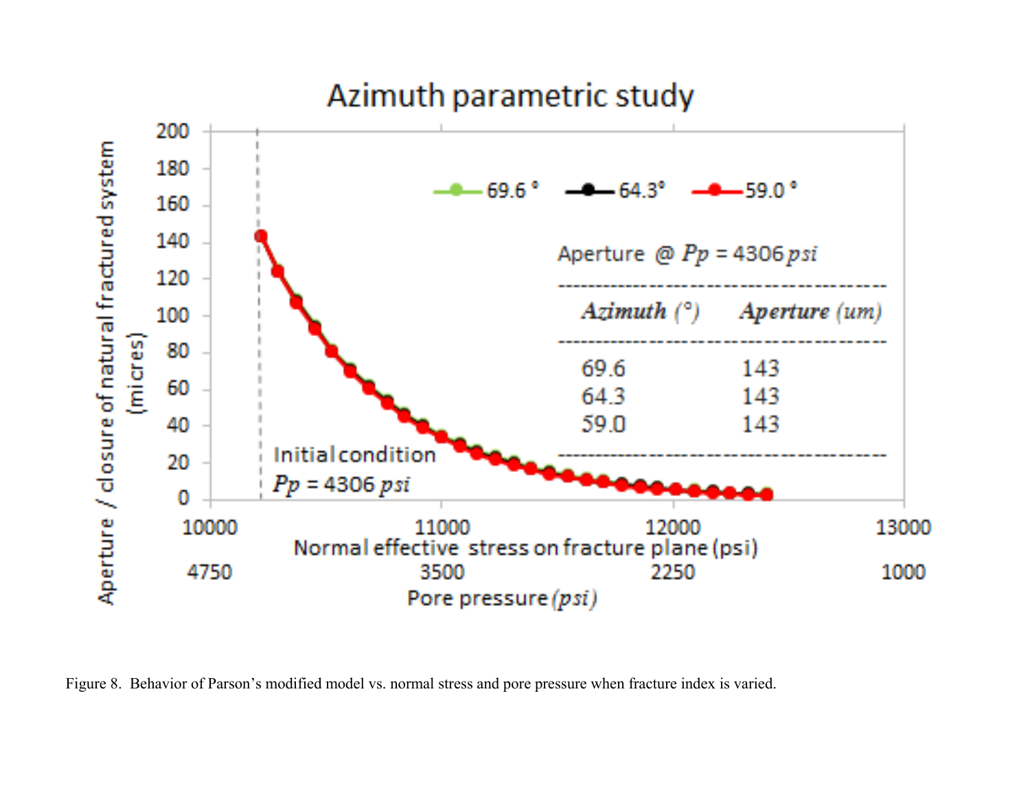Figure 8. Behavior of Parson's modified model vs. normal stress and pore pressure when fracture index is varied.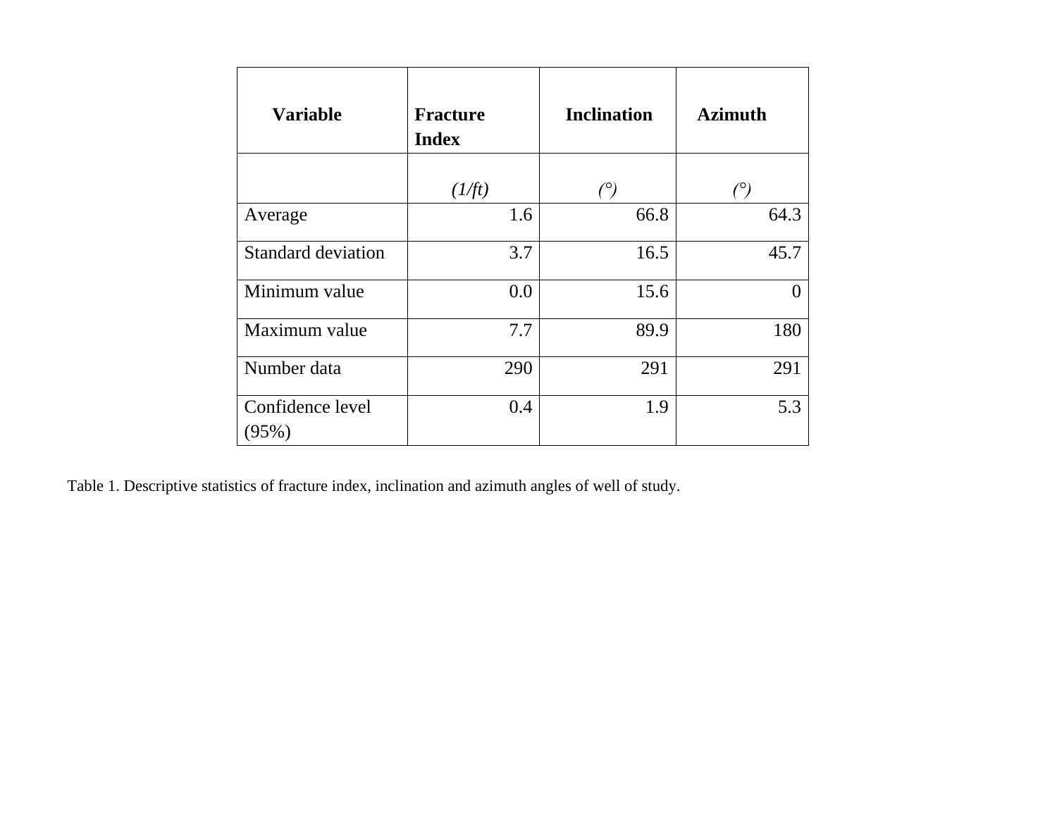| Variable | Fracture Index | Inclination | Azimuth |
| --- | --- | --- | --- |
| | *(1/ft)* | *(°)* | *(°)* |
| Average | 1.6 | 66.8 | 64.3 |
| Standard deviation | 3.7 | 16.5 | 45.7 |
| Minimum value | 0.0 | 15.6 | 0 |
| Maximum value | 7.7 | 89.9 | 180 |
| Number data | 290 | 291 | 291 |
| Confidence level (95%) | 0.4 | 1.9 | 5.3 |

Table 1. Descriptive statistics of fracture index, inclination and azimuth angles of well of study.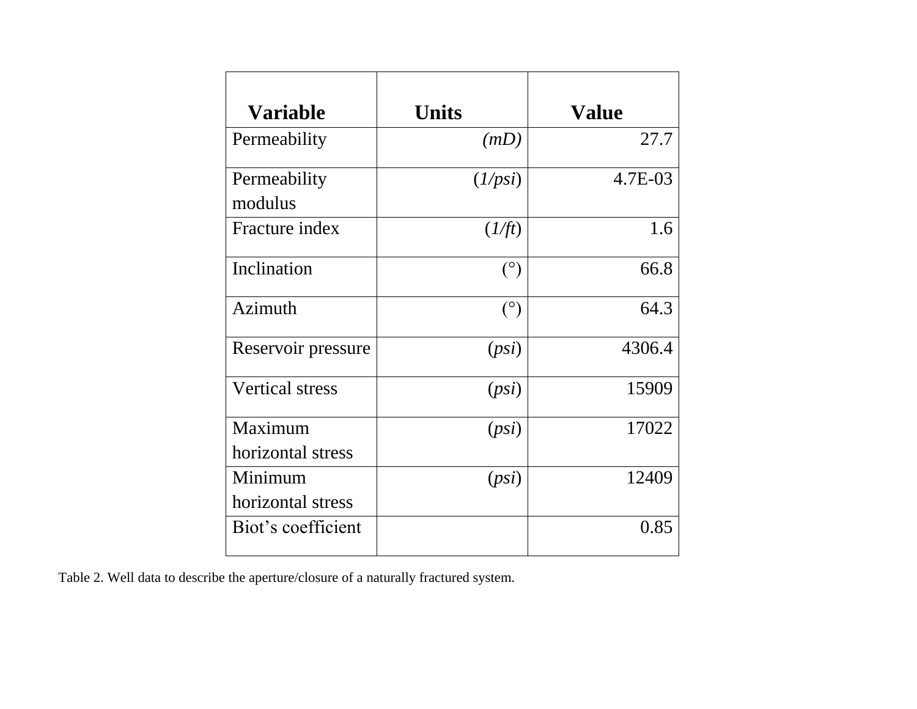| Variable | Units | Value |
|---|---|---|
| Permeability | *(mD)* | 27.7 |
| Permeability modulus | (*1/psi*) | 4.7E-03 |
| Fracture index | (*1/ft*) | 1.6 |
| Inclination | (°) | 66.8 |
| Azimuth | (°) | 64.3 |
| Reservoir pressure | (*psi*) | 4306.4 |
| Vertical stress | (*psi*) | 15909 |
| Maximum horizontal stress | (*psi*) | 17022 |
| Minimum horizontal stress | (*psi*) | 12409 |
| Biot's coefficient | | 0.85 |

Table 2. Well data to describe the aperture/closure of a naturally fractured system.